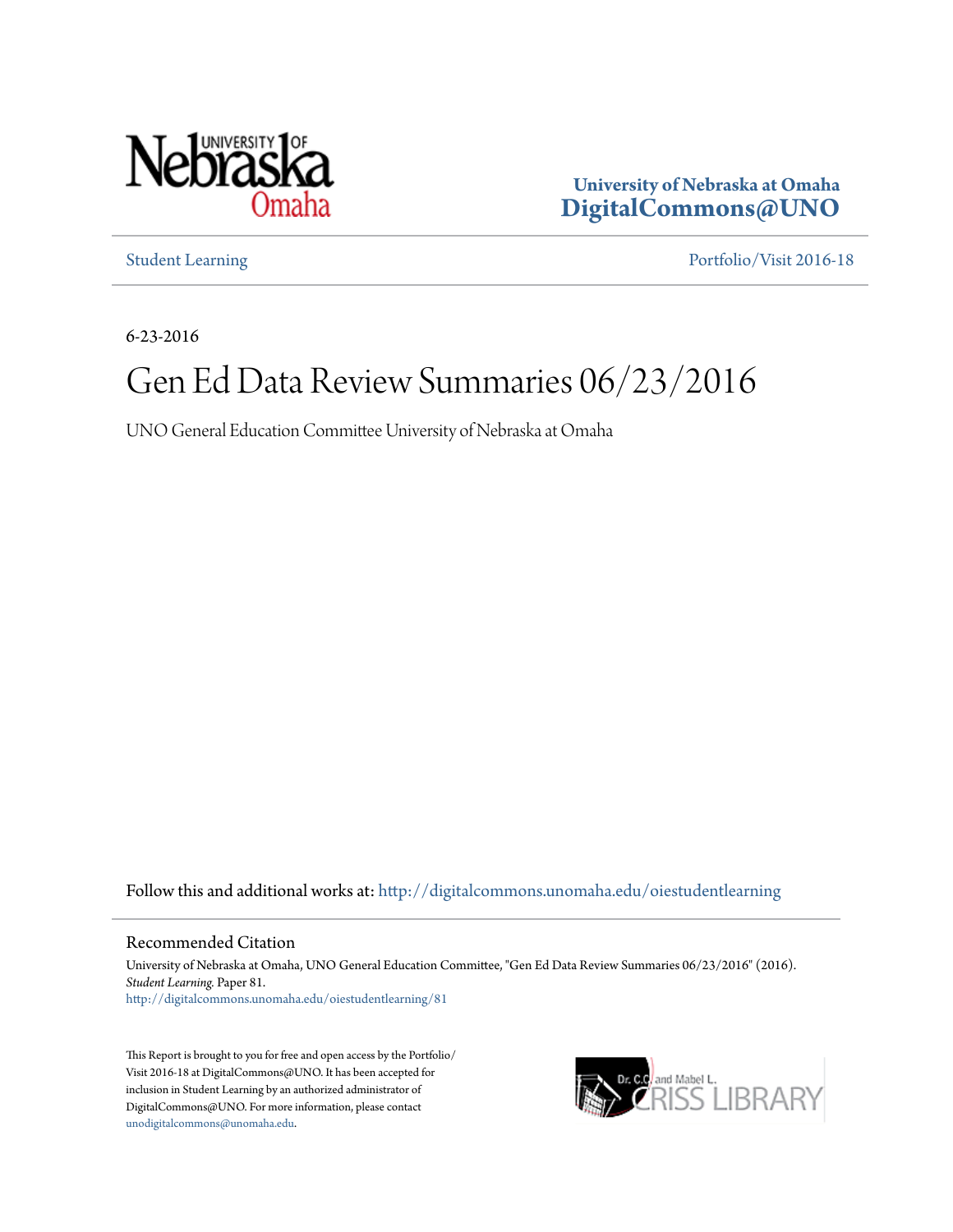University of Nebraska at Omaha
DigitalCommons@UNO

Student Learning | Portfolio/Visit 2016-18

6-23-2016

# Gen Ed Data Review Summaries 06/23/2016

UNO General Education Committee University of Nebraska at Omaha

Follow this and additional works at: http://digitalcommons.unomaha.edu/oiestudentlearning

## Recommended Citation

University of Nebraska at Omaha, UNO General Education Committee, "Gen Ed Data Review Summaries 06/23/2016" (2016). *Student Learning.* Paper 81.
http://digitalcommons.unomaha.edu/oiestudentlearning/81

This Report is brought to you for free and open access by the Portfolio/Visit 2016-18 at DigitalCommons@UNO. It has been accepted for inclusion in Student Learning by an authorized administrator of DigitalCommons@UNO. For more information, please contact unodigitalcommons@unomaha.edu.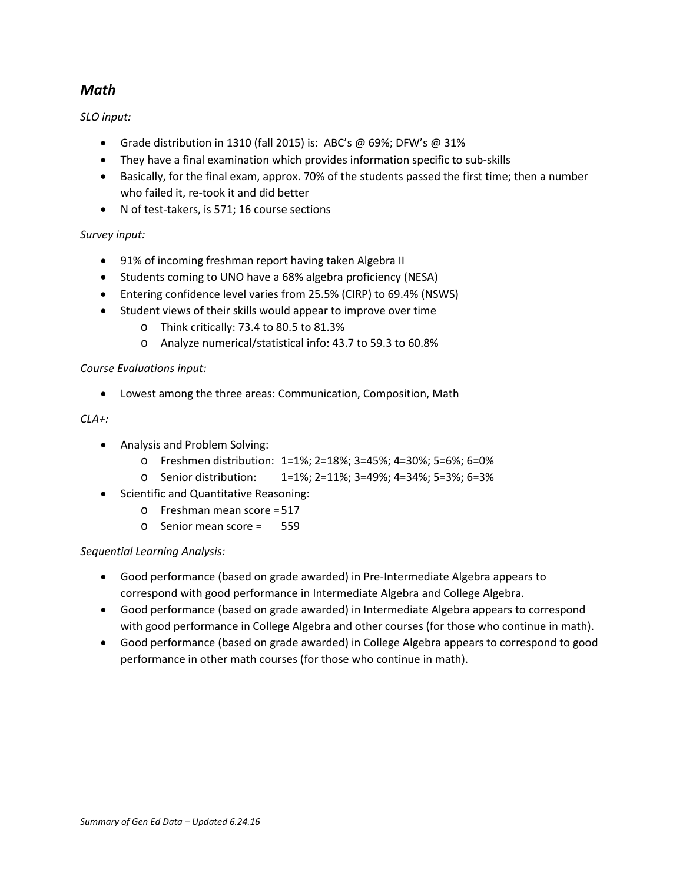## *Math*

*SLO input:*

- Grade distribution in 1310 (fall 2015) is: ABC's @ 69%; DFW's @ 31%
- They have a final examination which provides information specific to sub-skills
- Basically, for the final exam, approx. 70% of the students passed the first time; then a number who failed it, re-took it and did better
- N of test-takers, is 571; 16 course sections

*Survey input:*

- 91% of incoming freshman report having taken Algebra II
- Students coming to UNO have a 68% algebra proficiency (NESA)
- Entering confidence level varies from 25.5% (CIRP) to 69.4% (NSWS)
- Student views of their skills would appear to improve over time
  - Think critically: 73.4 to 80.5 to 81.3%
  - Analyze numerical/statistical info: 43.7 to 59.3 to 60.8%

*Course Evaluations input:*

- Lowest among the three areas: Communication, Composition, Math

*CLA+:*

- Analysis and Problem Solving:
  - Freshmen distribution: 1=1%; 2=18%; 3=45%; 4=30%; 5=6%; 6=0%
  - Senior distribution: 1=1%; 2=11%; 3=49%; 4=34%; 5=3%; 6=3%
- Scientific and Quantitative Reasoning:
  - Freshman mean score = 517
  - Senior mean score = 559

*Sequential Learning Analysis:*

- Good performance (based on grade awarded) in Pre-Intermediate Algebra appears to correspond with good performance in Intermediate Algebra and College Algebra.
- Good performance (based on grade awarded) in Intermediate Algebra appears to correspond with good performance in College Algebra and other courses (for those who continue in math).
- Good performance (based on grade awarded) in College Algebra appears to correspond to good performance in other math courses (for those who continue in math).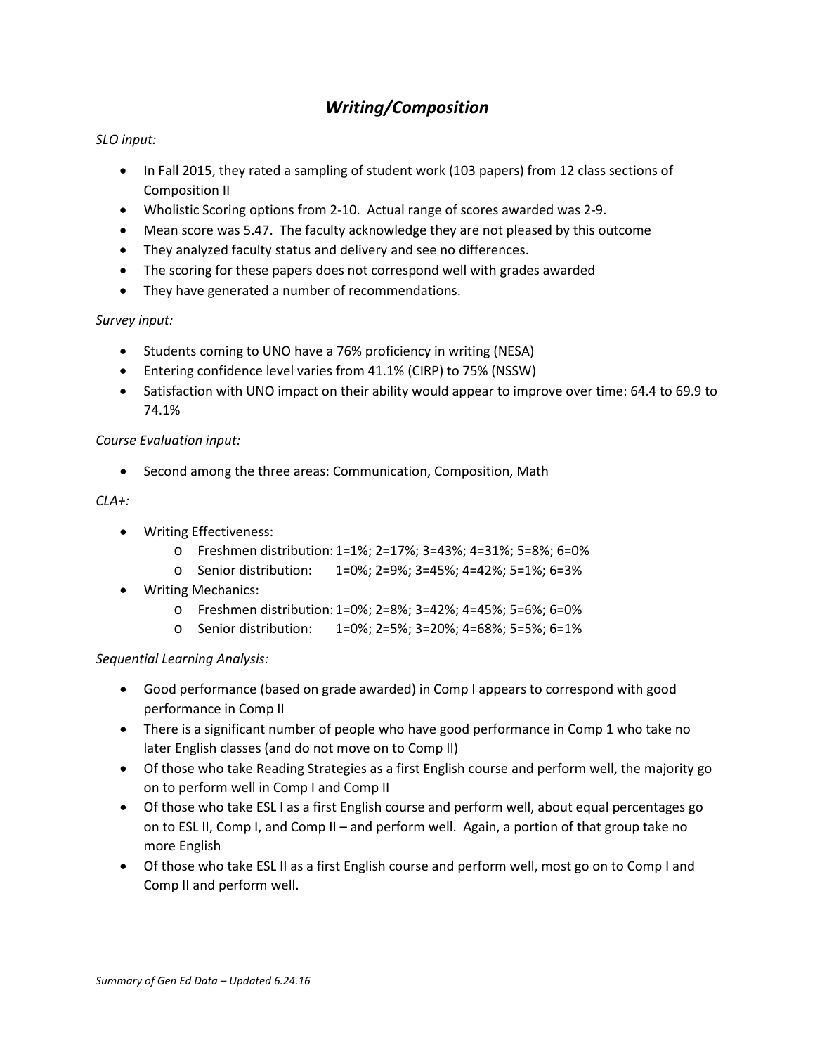# *Writing/Composition*

*SLO input:*

- In Fall 2015, they rated a sampling of student work (103 papers) from 12 class sections of Composition II
- Wholistic Scoring options from 2-10. Actual range of scores awarded was 2-9.
- Mean score was 5.47. The faculty acknowledge they are not pleased by this outcome
- They analyzed faculty status and delivery and see no differences.
- The scoring for these papers does not correspond well with grades awarded
- They have generated a number of recommendations.

*Survey input:*

- Students coming to UNO have a 76% proficiency in writing (NESA)
- Entering confidence level varies from 41.1% (CIRP) to 75% (NSSW)
- Satisfaction with UNO impact on their ability would appear to improve over time: 64.4 to 69.9 to 74.1%

*Course Evaluation input:*

- Second among the three areas: Communication, Composition, Math

*CLA+:*

- Writing Effectiveness:
  - Freshmen distribution: 1=1%; 2=17%; 3=43%; 4=31%; 5=8%; 6=0%
  - Senior distribution: 1=0%; 2=9%; 3=45%; 4=42%; 5=1%; 6=3%
- Writing Mechanics:
  - Freshmen distribution: 1=0%; 2=8%; 3=42%; 4=45%; 5=6%; 6=0%
  - Senior distribution: 1=0%; 2=5%; 3=20%; 4=68%; 5=5%; 6=1%

*Sequential Learning Analysis:*

- Good performance (based on grade awarded) in Comp I appears to correspond with good performance in Comp II
- There is a significant number of people who have good performance in Comp 1 who take no later English classes (and do not move on to Comp II)
- Of those who take Reading Strategies as a first English course and perform well, the majority go on to perform well in Comp I and Comp II
- Of those who take ESL I as a first English course and perform well, about equal percentages go on to ESL II, Comp I, and Comp II – and perform well. Again, a portion of that group take no more English
- Of those who take ESL II as a first English course and perform well, most go on to Comp I and Comp II and perform well.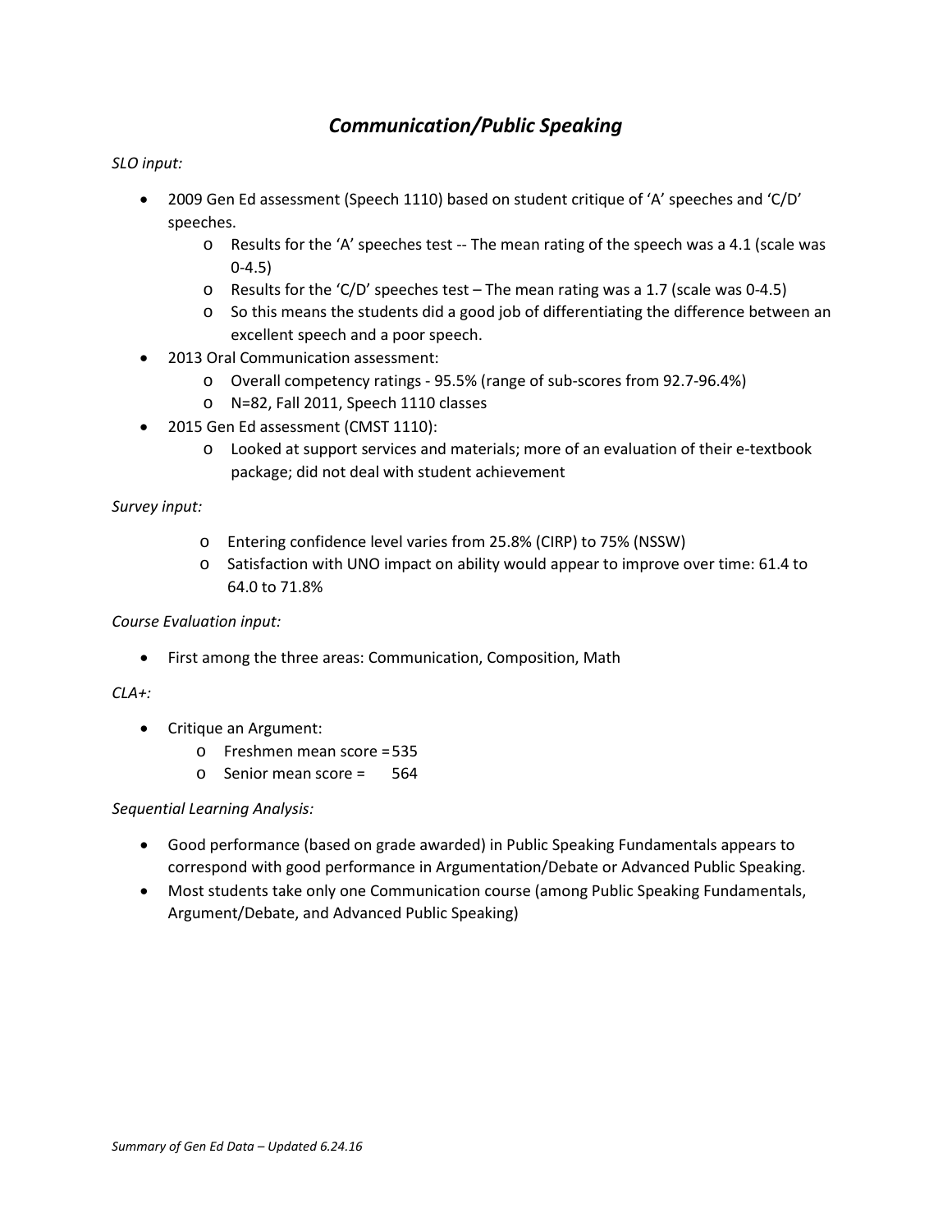# *Communication/Public Speaking*

*SLO input:*

- 2009 Gen Ed assessment (Speech 1110) based on student critique of 'A' speeches and 'C/D' speeches.
    - Results for the 'A' speeches test -- The mean rating of the speech was a 4.1 (scale was 0-4.5)
    - Results for the 'C/D' speeches test – The mean rating was a 1.7 (scale was 0-4.5)
    - So this means the students did a good job of differentiating the difference between an excellent speech and a poor speech.
- 2013 Oral Communication assessment:
    - Overall competency ratings - 95.5% (range of sub-scores from 92.7-96.4%)
    - N=82, Fall 2011, Speech 1110 classes
- 2015 Gen Ed assessment (CMST 1110):
    - Looked at support services and materials; more of an evaluation of their e-textbook package; did not deal with student achievement

*Survey input:*

- Entering confidence level varies from 25.8% (CIRP) to 75% (NSSW)
- Satisfaction with UNO impact on ability would appear to improve over time: 61.4 to 64.0 to 71.8%

*Course Evaluation input:*

- First among the three areas: Communication, Composition, Math

*CLA+:*

- Critique an Argument:
    - Freshmen mean score = 535
    - Senior mean score = 564

*Sequential Learning Analysis:*

- Good performance (based on grade awarded) in Public Speaking Fundamentals appears to correspond with good performance in Argumentation/Debate or Advanced Public Speaking.
- Most students take only one Communication course (among Public Speaking Fundamentals, Argument/Debate, and Advanced Public Speaking)